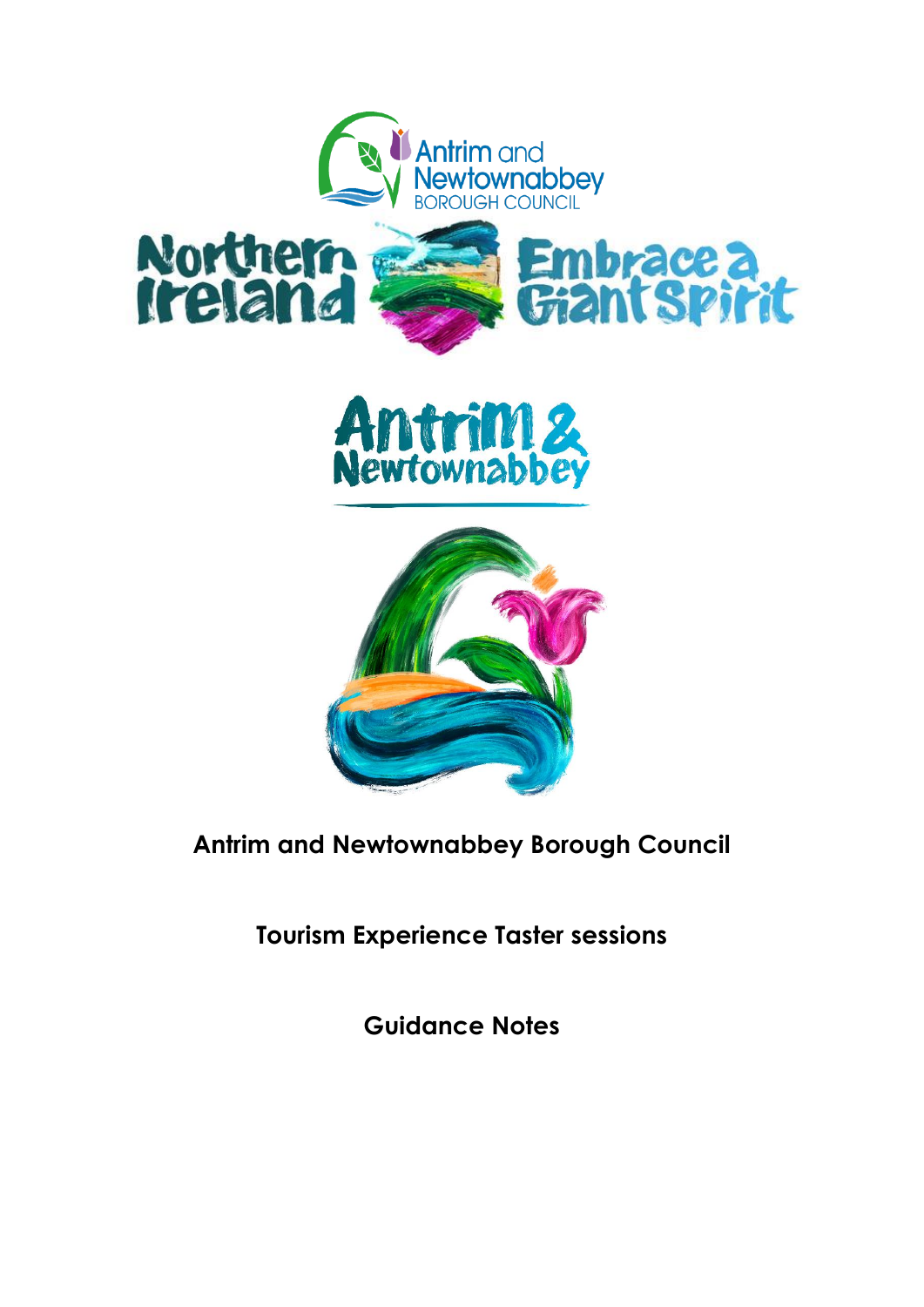# Antrim and Newtownabbey Borough Council

## Tourism Experience Taster sessions

## Guidance Notes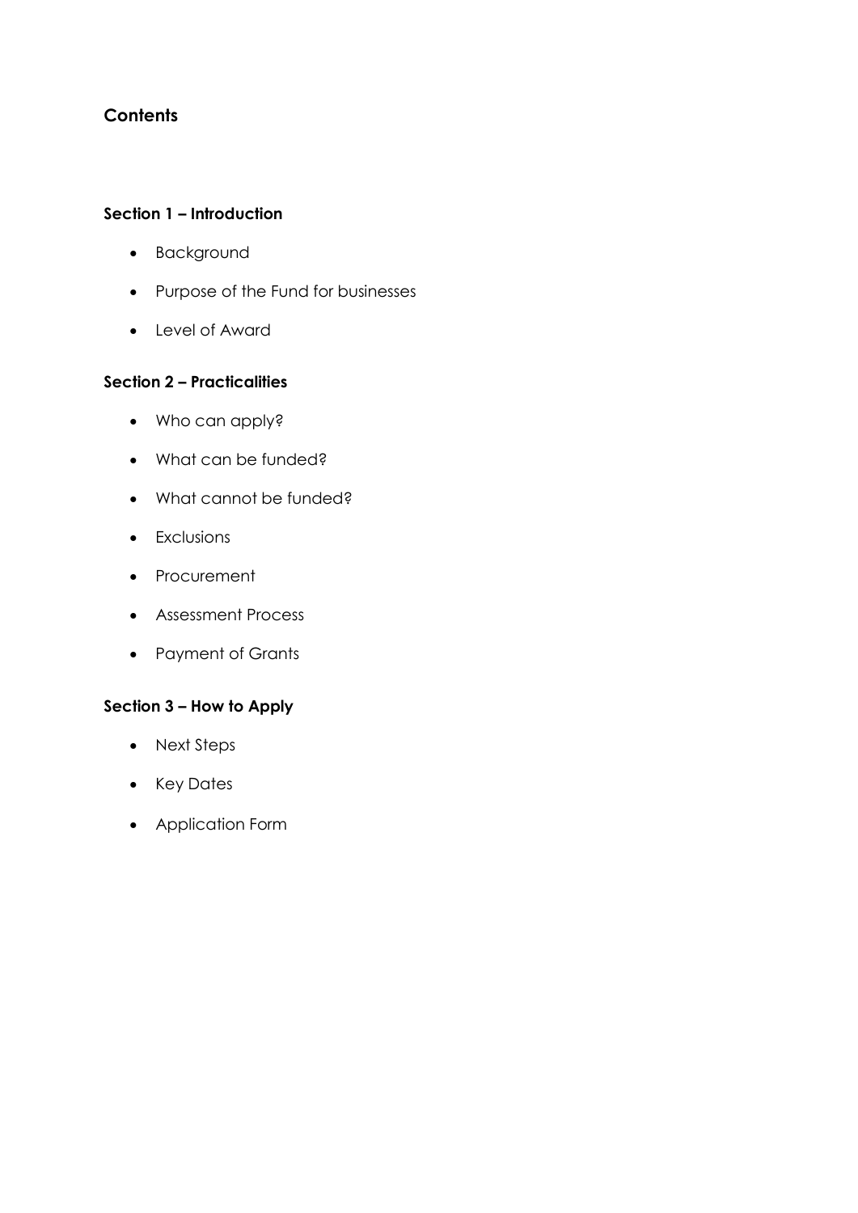## Contents

### Section 1 – Introduction

- Background
- Purpose of the Fund for businesses
- Level of Award

### Section 2 – Practicalities

- Who can apply?
- What can be funded?
- What cannot be funded?
- Exclusions
- Procurement
- Assessment Process
- Payment of Grants

### Section 3 – How to Apply

- Next Steps
- Key Dates
- Application Form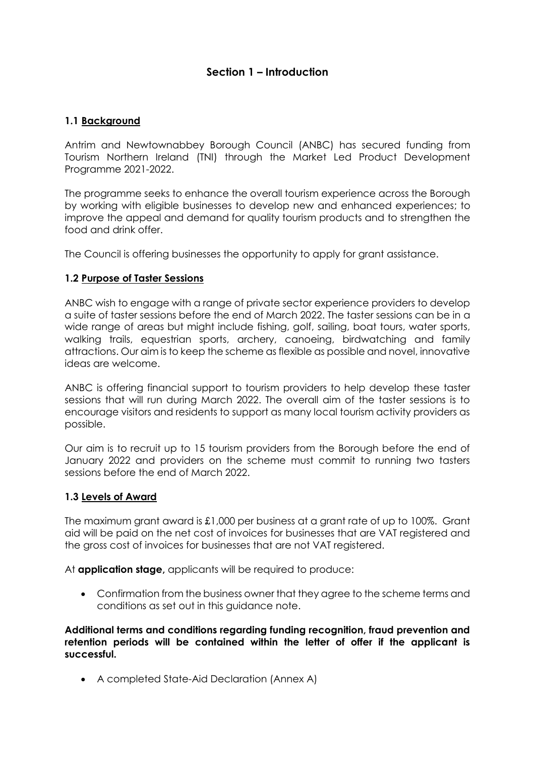## Section 1 – Introduction

### 1.1 Background

Antrim and Newtownabbey Borough Council (ANBC) has secured funding from Tourism Northern Ireland (TNI) through the Market Led Product Development Programme 2021-2022.

The programme seeks to enhance the overall tourism experience across the Borough by working with eligible businesses to develop new and enhanced experiences; to improve the appeal and demand for quality tourism products and to strengthen the food and drink offer.

The Council is offering businesses the opportunity to apply for grant assistance.

### 1.2 Purpose of Taster Sessions

ANBC wish to engage with a range of private sector experience providers to develop a suite of taster sessions before the end of March 2022. The taster sessions can be in a wide range of areas but might include fishing, golf, sailing, boat tours, water sports, walking trails, equestrian sports, archery, canoeing, birdwatching and family attractions. Our aim is to keep the scheme as flexible as possible and novel, innovative ideas are welcome.

ANBC is offering financial support to tourism providers to help develop these taster sessions that will run during March 2022. The overall aim of the taster sessions is to encourage visitors and residents to support as many local tourism activity providers as possible.

Our aim is to recruit up to 15 tourism providers from the Borough before the end of January 2022 and providers on the scheme must commit to running two tasters sessions before the end of March 2022.

### 1.3 Levels of Award

The maximum grant award is £1,000 per business at a grant rate of up to 100%. Grant aid will be paid on the net cost of invoices for businesses that are VAT registered and the gross cost of invoices for businesses that are not VAT registered.

At **application stage,** applicants will be required to produce:

- Confirmation from the business owner that they agree to the scheme terms and conditions as set out in this guidance note.

**Additional terms and conditions regarding funding recognition, fraud prevention and retention periods will be contained within the letter of offer if the applicant is successful.**

- A completed State-Aid Declaration (Annex A)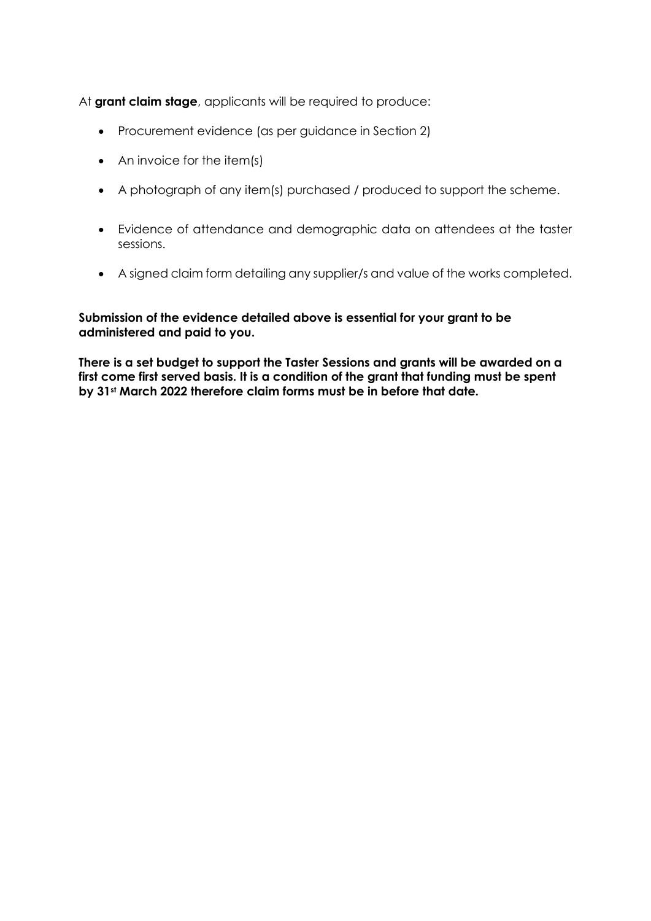At **grant claim stage**, applicants will be required to produce:

- Procurement evidence (as per guidance in Section 2)
- An invoice for the item(s)
- A photograph of any item(s) purchased / produced to support the scheme.
- Evidence of attendance and demographic data on attendees at the taster sessions.
- A signed claim form detailing any supplier/s and value of the works completed.

**Submission of the evidence detailed above is essential for your grant to be administered and paid to you.**

**There is a set budget to support the Taster Sessions and grants will be awarded on a first come first served basis. It is a condition of the grant that funding must be spent by 31st March 2022 therefore claim forms must be in before that date.**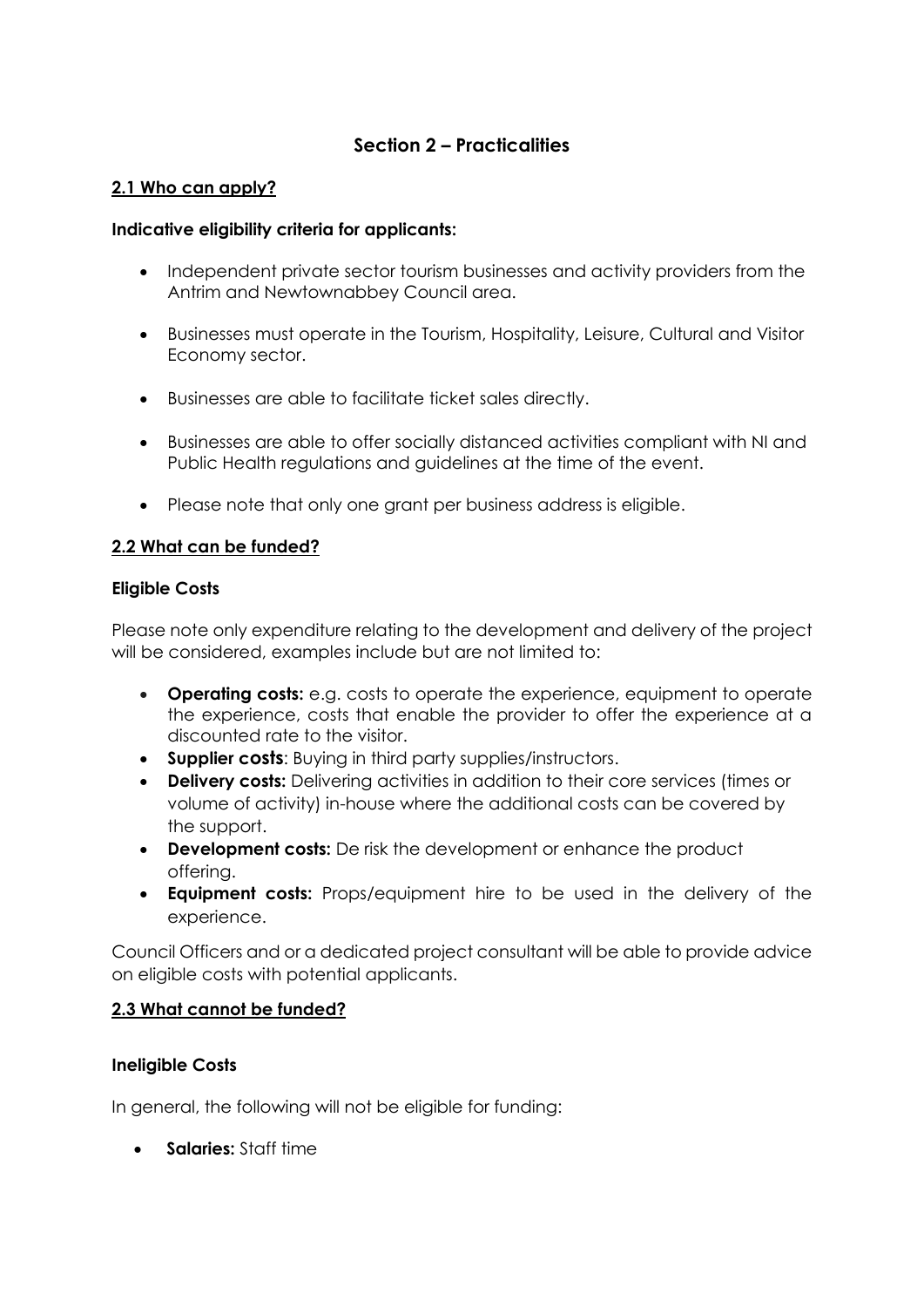# Section 2 – Practicalities

## 2.1 Who can apply?

**Indicative eligibility criteria for applicants:**

- Independent private sector tourism businesses and activity providers from the Antrim and Newtownabbey Council area.
- Businesses must operate in the Tourism, Hospitality, Leisure, Cultural and Visitor Economy sector.
- Businesses are able to facilitate ticket sales directly.
- Businesses are able to offer socially distanced activities compliant with NI and Public Health regulations and guidelines at the time of the event.
- Please note that only one grant per business address is eligible.

## 2.2 What can be funded?

**Eligible Costs**

Please note only expenditure relating to the development and delivery of the project will be considered, examples include but are not limited to:

- **Operating costs:** e.g. costs to operate the experience, equipment to operate the experience, costs that enable the provider to offer the experience at a discounted rate to the visitor.
- **Supplier costs**: Buying in third party supplies/instructors.
- **Delivery costs:** Delivering activities in addition to their core services (times or volume of activity) in-house where the additional costs can be covered by the support.
- **Development costs:** De risk the development or enhance the product offering.
- **Equipment costs:** Props/equipment hire to be used in the delivery of the experience.

Council Officers and or a dedicated project consultant will be able to provide advice on eligible costs with potential applicants.

## 2.3 What cannot be funded?

**Ineligible Costs**

In general, the following will not be eligible for funding:

- **Salaries:** Staff time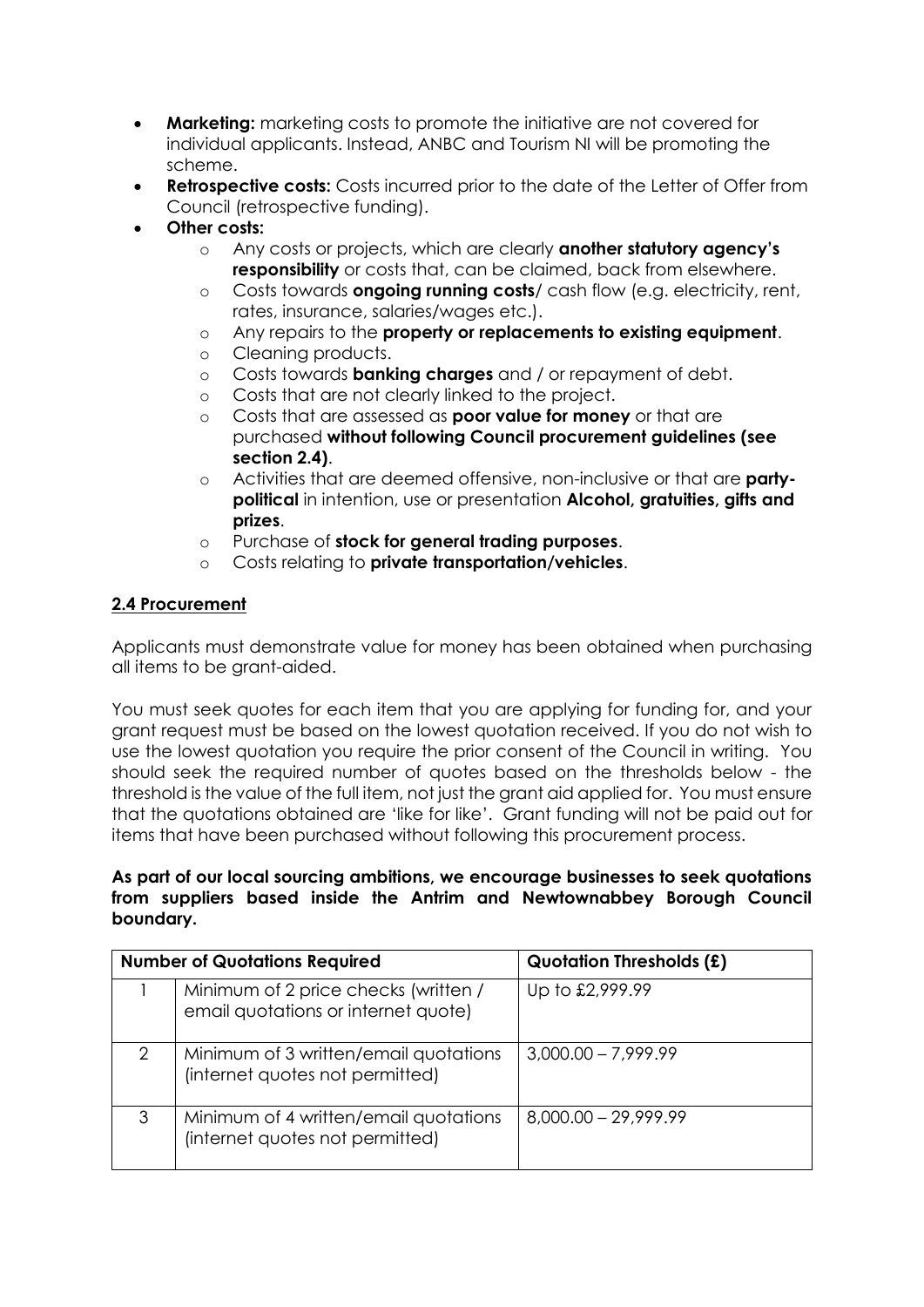- **Marketing:** marketing costs to promote the initiative are not covered for individual applicants. Instead, ANBC and Tourism NI will be promoting the scheme.
- **Retrospective costs:** Costs incurred prior to the date of the Letter of Offer from Council (retrospective funding).
- **Other costs:**
    - Any costs or projects, which are clearly **another statutory agency's responsibility** or costs that, can be claimed, back from elsewhere.
    - Costs towards **ongoing running costs**/ cash flow (e.g. electricity, rent, rates, insurance, salaries/wages etc.).
    - Any repairs to the **property or replacements to existing equipment**.
    - Cleaning products.
    - Costs towards **banking charges** and / or repayment of debt.
    - Costs that are not clearly linked to the project.
    - Costs that are assessed as **poor value for money** or that are purchased **without following Council procurement guidelines (see section 2.4)**.
    - Activities that are deemed offensive, non-inclusive or that are **party-political** in intention, use or presentation **Alcohol, gratuities, gifts and prizes**.
    - Purchase of **stock for general trading purposes**.
    - Costs relating to **private transportation/vehicles**.

## 2.4 Procurement

Applicants must demonstrate value for money has been obtained when purchasing all items to be grant-aided.

You must seek quotes for each item that you are applying for funding for, and your grant request must be based on the lowest quotation received. If you do not wish to use the lowest quotation you require the prior consent of the Council in writing. You should seek the required number of quotes based on the thresholds below - the threshold is the value of the full item, not just the grant aid applied for. You must ensure that the quotations obtained are 'like for like'. Grant funding will not be paid out for items that have been purchased without following this procurement process.

**As part of our local sourcing ambitions, we encourage businesses to seek quotations from suppliers based inside the Antrim and Newtownabbey Borough Council boundary.**

| **Number of Quotations Required** | | **Quotation Thresholds (£)** |
|---|---|---|
| 1 | Minimum of 2 price checks (written / email quotations or internet quote) | Up to £2,999.99 |
| 2 | Minimum of 3 written/email quotations (internet quotes not permitted) | 3,000.00 – 7,999.99 |
| 3 | Minimum of 4 written/email quotations (internet quotes not permitted) | 8,000.00 – 29,999.99 |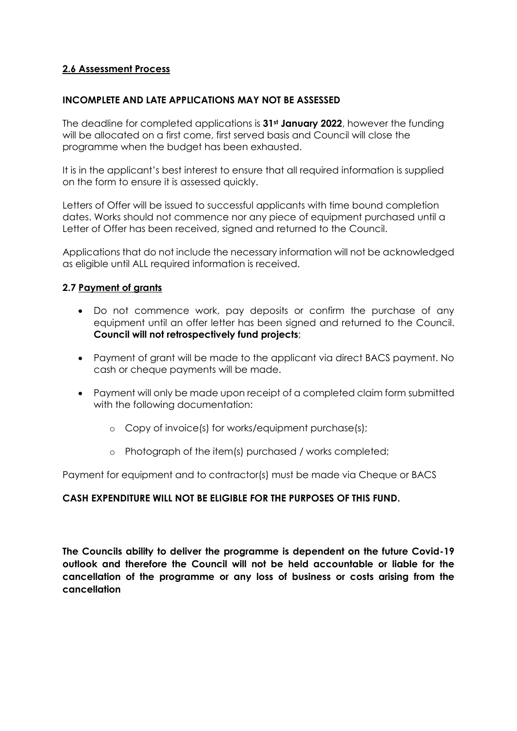## 2.6 Assessment Process

**INCOMPLETE AND LATE APPLICATIONS MAY NOT BE ASSESSED**

The deadline for completed applications is **31st January 2022**, however the funding will be allocated on a first come, first served basis and Council will close the programme when the budget has been exhausted.

It is in the applicant's best interest to ensure that all required information is supplied on the form to ensure it is assessed quickly.

Letters of Offer will be issued to successful applicants with time bound completion dates. Works should not commence nor any piece of equipment purchased until a Letter of Offer has been received, signed and returned to the Council.

Applications that do not include the necessary information will not be acknowledged as eligible until ALL required information is received.

### 2.7 Payment of grants

- Do not commence work, pay deposits or confirm the purchase of any equipment until an offer letter has been signed and returned to the Council. **Council will not retrospectively fund projects**;
- Payment of grant will be made to the applicant via direct BACS payment. No cash or cheque payments will be made.
- Payment will only be made upon receipt of a completed claim form submitted with the following documentation:
    - Copy of invoice(s) for works/equipment purchase(s);
    - Photograph of the item(s) purchased / works completed;

Payment for equipment and to contractor(s) must be made via Cheque or BACS

**CASH EXPENDITURE WILL NOT BE ELIGIBLE FOR THE PURPOSES OF THIS FUND.**

**The Councils ability to deliver the programme is dependent on the future Covid-19 outlook and therefore the Council will not be held accountable or liable for the cancellation of the programme or any loss of business or costs arising from the cancellation**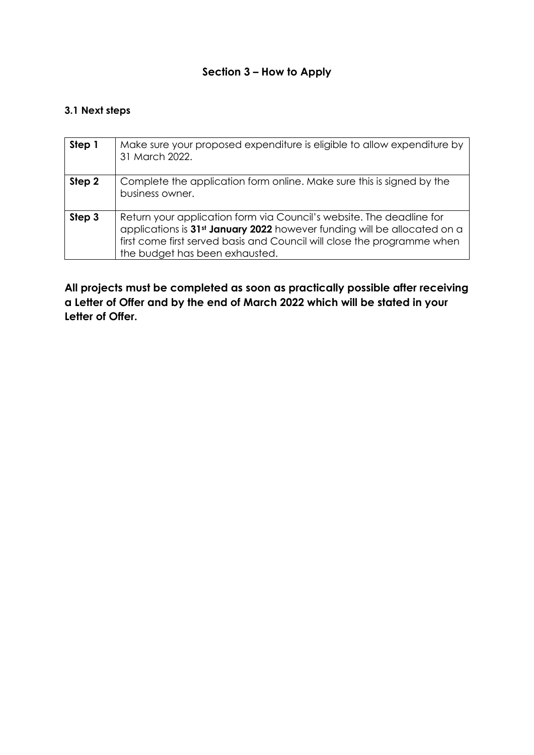## Section 3 – How to Apply

### 3.1 Next steps

| | |
|---|---|
| **Step 1** | Make sure your proposed expenditure is eligible to allow expenditure by 31 March 2022. |
| **Step 2** | Complete the application form online. Make sure this is signed by the business owner. |
| **Step 3** | Return your application form via Council's website. The deadline for applications is **31st January 2022** however funding will be allocated on a first come first served basis and Council will close the programme when the budget has been exhausted. |

**All projects must be completed as soon as practically possible after receiving a Letter of Offer and by the end of March 2022 which will be stated in your Letter of Offer.**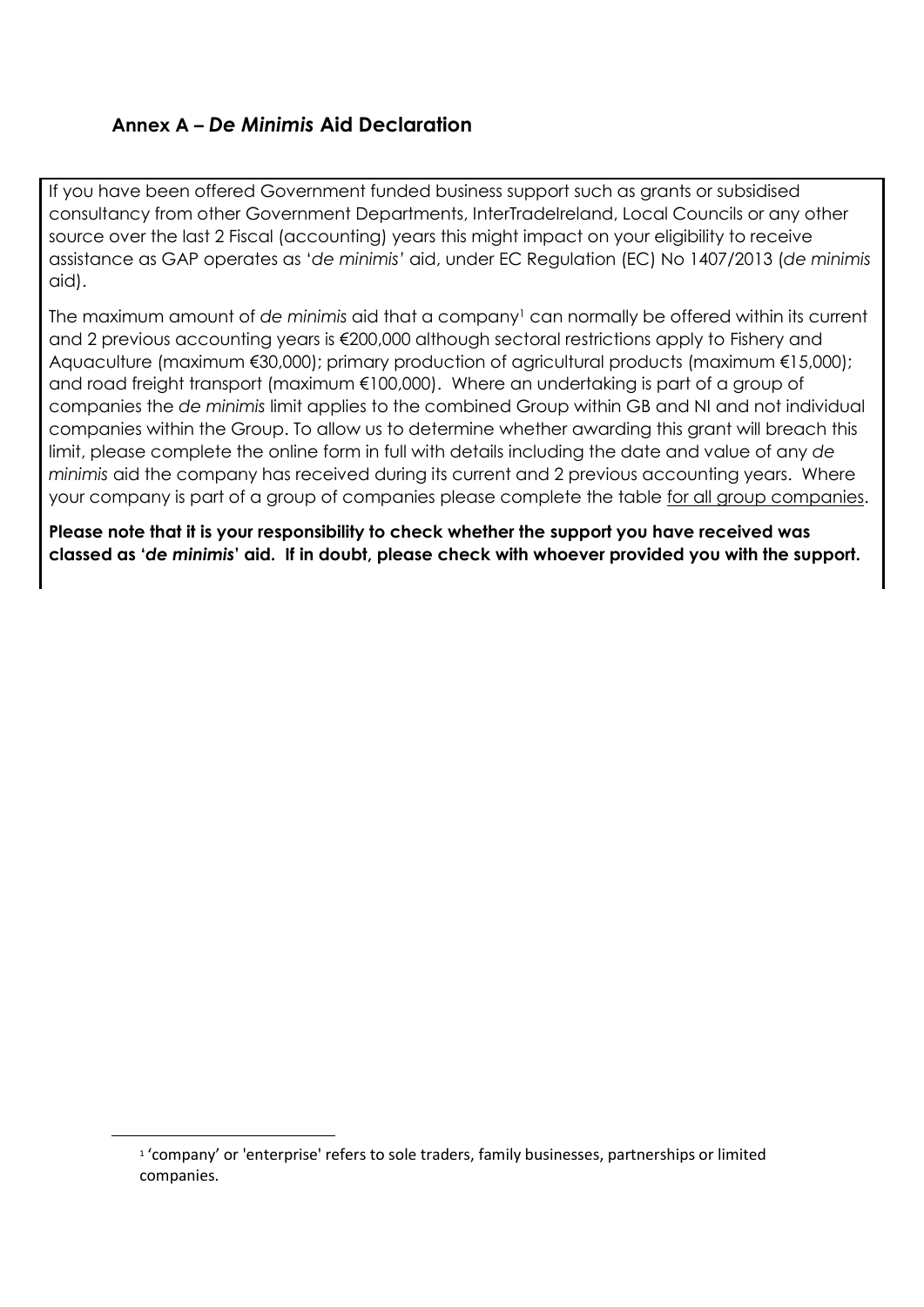## Annex A – *De Minimis* Aid Declaration

If you have been offered Government funded business support such as grants or subsidised consultancy from other Government Departments, InterTradeIreland, Local Councils or any other source over the last 2 Fiscal (accounting) years this might impact on your eligibility to receive assistance as GAP operates as '*de minimis'* aid, under EC Regulation (EC) No 1407/2013 (*de minimis* aid).

The maximum amount of *de minimis* aid that a company[1] can normally be offered within its current and 2 previous accounting years is €200,000 although sectoral restrictions apply to Fishery and Aquaculture (maximum €30,000); primary production of agricultural products (maximum €15,000); and road freight transport (maximum €100,000). Where an undertaking is part of a group of companies the *de minimis* limit applies to the combined Group within GB and NI and not individual companies within the Group. To allow us to determine whether awarding this grant will breach this limit, please complete the online form in full with details including the date and value of any *de minimis* aid the company has received during its current and 2 previous accounting years. Where your company is part of a group of companies please complete the table <u>for all group companies</u>.

**Please note that it is your responsibility to check whether the support you have received was classed as '*de minimis*' aid. If in doubt, please check with whoever provided you with the support.**

[1] 'company' or 'enterprise' refers to sole traders, family businesses, partnerships or limited companies.